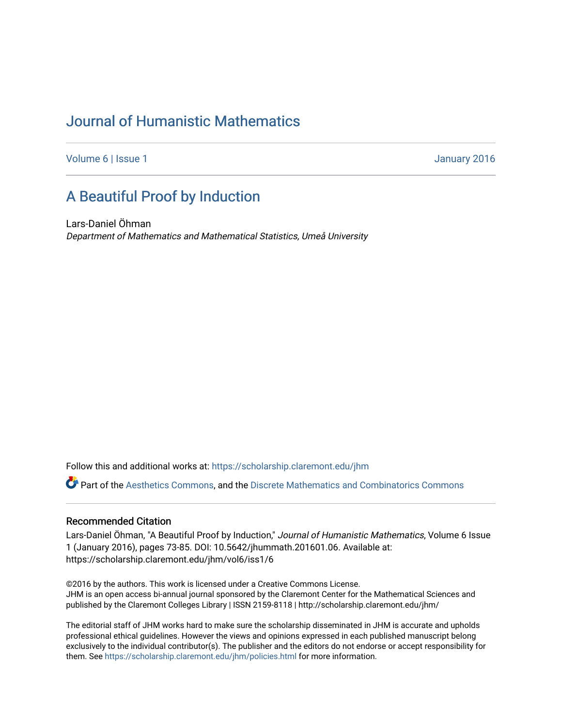# Journal of Humanistic Mathematics

Volume 6 | Issue 1 January 2016

## A Beautiful Proof by Induction

Lars-Daniel Öhman
*Department of Mathematics and Mathematical Statistics, Umeå University*

Follow this and additional works at: https://scholarship.claremont.edu/jhm

Part of the Aesthetics Commons, and the Discrete Mathematics and Combinatorics Commons

### Recommended Citation

Lars-Daniel Öhman, "A Beautiful Proof by Induction," *Journal of Humanistic Mathematics*, Volume 6 Issue 1 (January 2016), pages 73-85. DOI: 10.5642/jhummath.201601.06. Available at: https://scholarship.claremont.edu/jhm/vol6/iss1/6

©2016 by the authors. This work is licensed under a Creative Commons License.
JHM is an open access bi-annual journal sponsored by the Claremont Center for the Mathematical Sciences and published by the Claremont Colleges Library | ISSN 2159-8118 | http://scholarship.claremont.edu/jhm/

The editorial staff of JHM works hard to make sure the scholarship disseminated in JHM is accurate and upholds professional ethical guidelines. However the views and opinions expressed in each published manuscript belong exclusively to the individual contributor(s). The publisher and the editors do not endorse or accept responsibility for them. See https://scholarship.claremont.edu/jhm/policies.html for more information.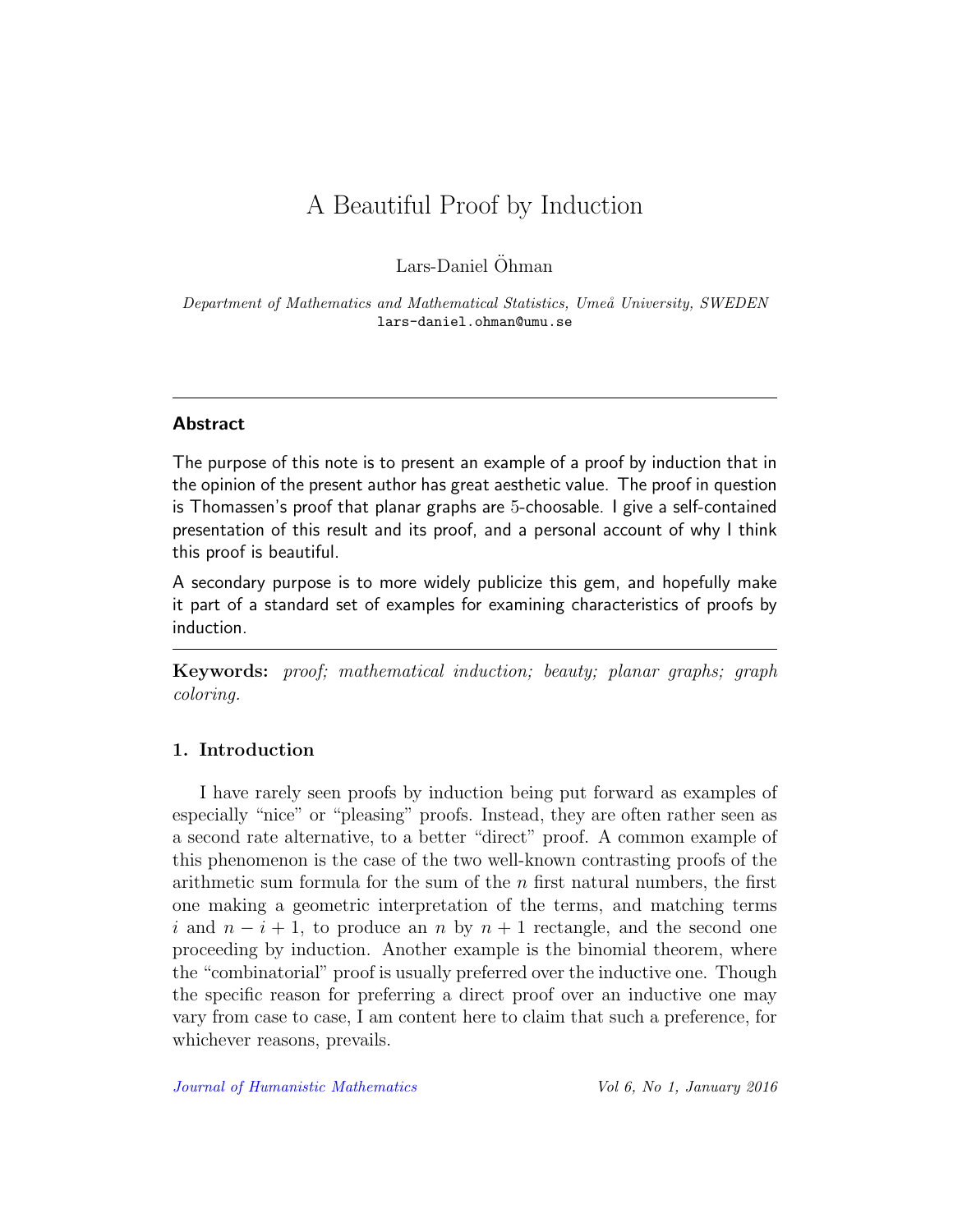# A Beautiful Proof by Induction

Lars-Daniel Öhman

*Department of Mathematics and Mathematical Statistics, Umeå University, SWEDEN*
lars-daniel.ohman@umu.se

---

### Abstract

The purpose of this note is to present an example of a proof by induction that in the opinion of the present author has great aesthetic value. The proof in question is Thomassen's proof that planar graphs are 5-choosable. I give a self-contained presentation of this result and its proof, and a personal account of why I think this proof is beautiful.

A secondary purpose is to more widely publicize this gem, and hopefully make it part of a standard set of examples for examining characteristics of proofs by induction.

---

**Keywords:** *proof; mathematical induction; beauty; planar graphs; graph coloring.*

## 1. Introduction

I have rarely seen proofs by induction being put forward as examples of especially "nice" or "pleasing" proofs. Instead, they are often rather seen as a second rate alternative, to a better "direct" proof. A common example of this phenomenon is the case of the two well-known contrasting proofs of the arithmetic sum formula for the sum of the $n$ first natural numbers, the first one making a geometric interpretation of the terms, and matching terms $i$ and $n-i+1$, to produce an $n$ by $n+1$ rectangle, and the second one proceeding by induction. Another example is the binomial theorem, where the "combinatorial" proof is usually preferred over the inductive one. Though the specific reason for preferring a direct proof over an inductive one may vary from case to case, I am content here to claim that such a preference, for whichever reasons, prevails.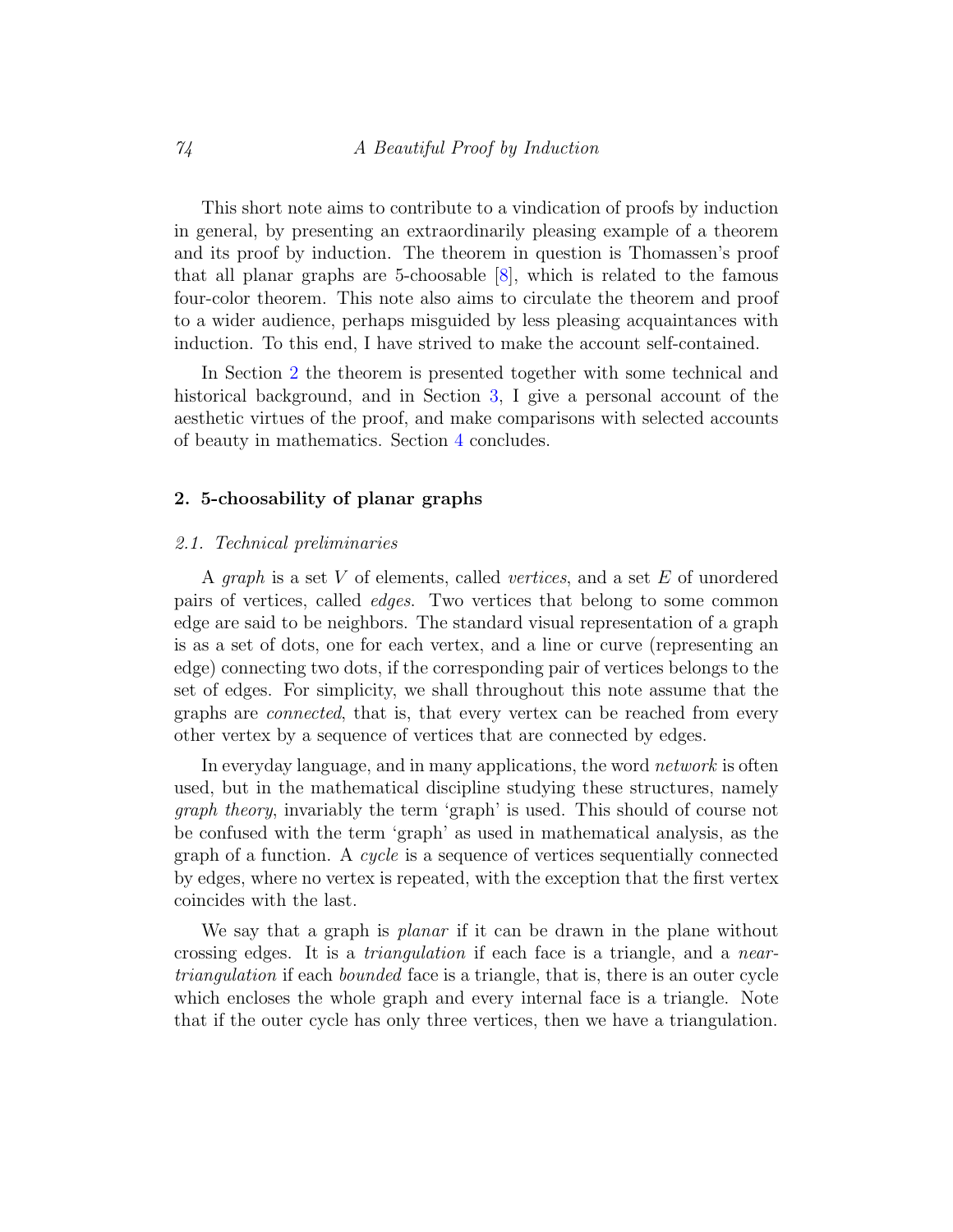This short note aims to contribute to a vindication of proofs by induction in general, by presenting an extraordinarily pleasing example of a theorem and its proof by induction. The theorem in question is Thomassen's proof that all planar graphs are 5-choosable [8], which is related to the famous four-color theorem. This note also aims to circulate the theorem and proof to a wider audience, perhaps misguided by less pleasing acquaintances with induction. To this end, I have strived to make the account self-contained.

In Section 2 the theorem is presented together with some technical and historical background, and in Section 3, I give a personal account of the aesthetic virtues of the proof, and make comparisons with selected accounts of beauty in mathematics. Section 4 concludes.

## 2. 5-choosability of planar graphs

### 2.1. Technical preliminaries

A *graph* is a set $V$ of elements, called *vertices*, and a set $E$ of unordered pairs of vertices, called *edges*. Two vertices that belong to some common edge are said to be neighbors. The standard visual representation of a graph is as a set of dots, one for each vertex, and a line or curve (representing an edge) connecting two dots, if the corresponding pair of vertices belongs to the set of edges. For simplicity, we shall throughout this note assume that the graphs are *connected*, that is, that every vertex can be reached from every other vertex by a sequence of vertices that are connected by edges.

In everyday language, and in many applications, the word *network* is often used, but in the mathematical discipline studying these structures, namely *graph theory*, invariably the term 'graph' is used. This should of course not be confused with the term 'graph' as used in mathematical analysis, as the graph of a function. A *cycle* is a sequence of vertices sequentially connected by edges, where no vertex is repeated, with the exception that the first vertex coincides with the last.

We say that a graph is *planar* if it can be drawn in the plane without crossing edges. It is a *triangulation* if each face is a triangle, and a *near-triangulation* if each *bounded* face is a triangle, that is, there is an outer cycle which encloses the whole graph and every internal face is a triangle. Note that if the outer cycle has only three vertices, then we have a triangulation.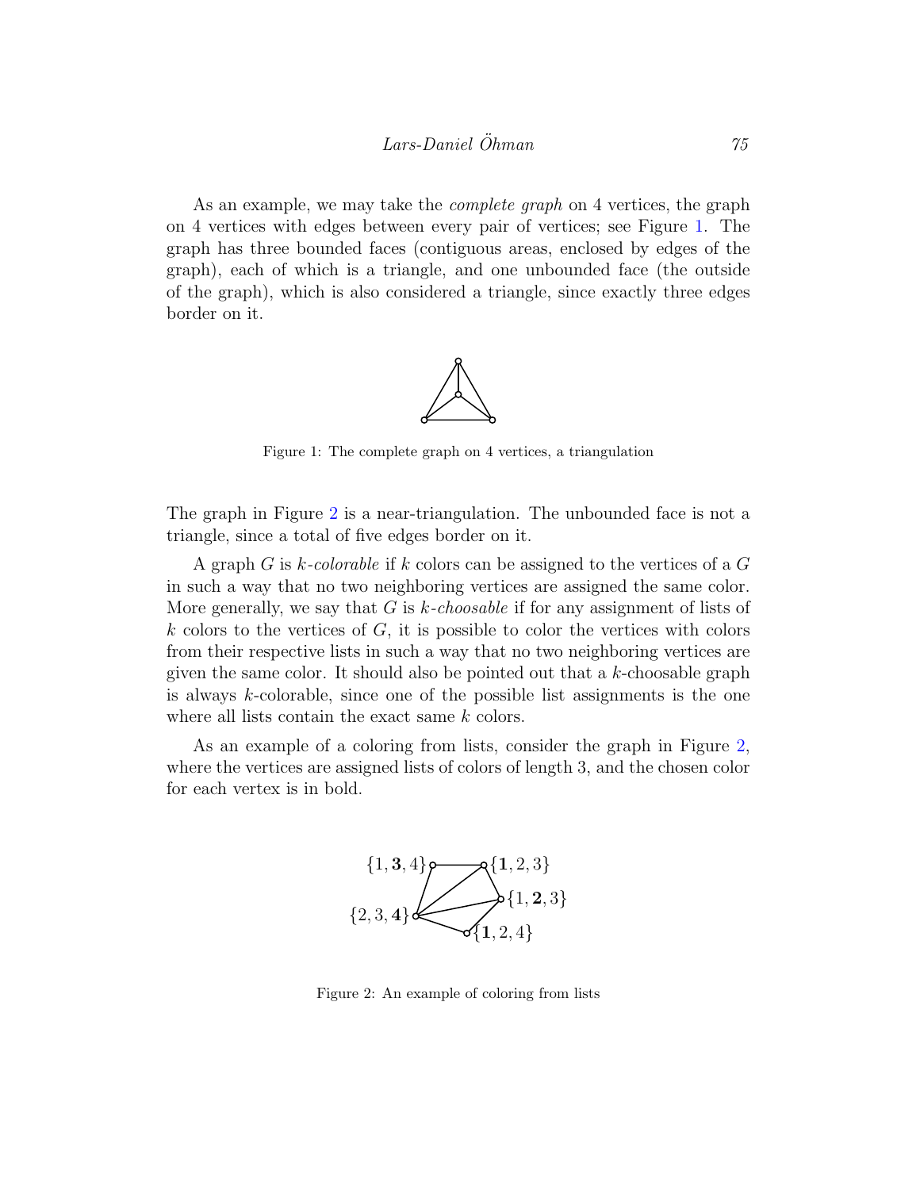As an example, we may take the *complete graph* on 4 vertices, the graph on 4 vertices with edges between every pair of vertices; see Figure 1. The graph has three bounded faces (contiguous areas, enclosed by edges of the graph), each of which is a triangle, and one unbounded face (the outside of the graph), which is also considered a triangle, since exactly three edges border on it.

Figure 1: The complete graph on 4 vertices, a triangulation

The graph in Figure 2 is a near-triangulation. The unbounded face is not a triangle, since a total of five edges border on it.

A graph $G$ is $k$*-colorable* if $k$ colors can be assigned to the vertices of a $G$ in such a way that no two neighboring vertices are assigned the same color. More generally, we say that $G$ is $k$*-choosable* if for any assignment of lists of $k$ colors to the vertices of $G$, it is possible to color the vertices with colors from their respective lists in such a way that no two neighboring vertices are given the same color. It should also be pointed out that a $k$-choosable graph is always $k$-colorable, since one of the possible list assignments is the one where all lists contain the exact same $k$ colors.

As an example of a coloring from lists, consider the graph in Figure 2, where the vertices are assigned lists of colors of length 3, and the chosen color for each vertex is in bold.

Figure 2: An example of coloring from lists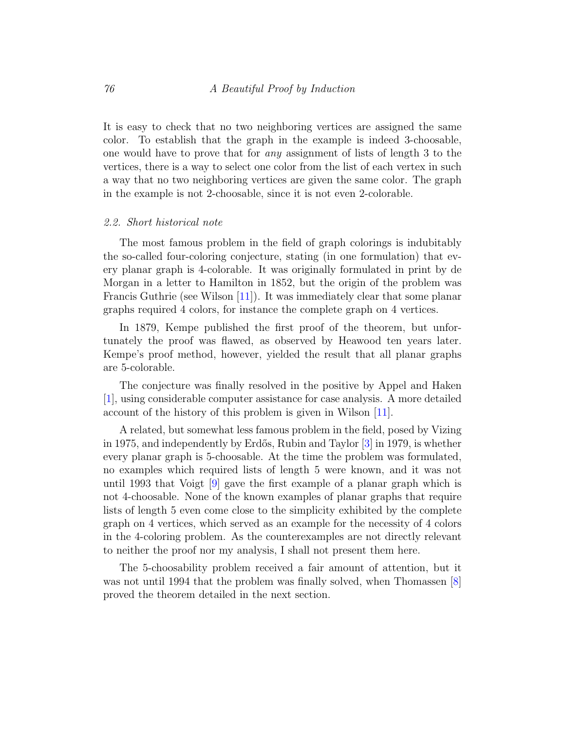It is easy to check that no two neighboring vertices are assigned the same color. To establish that the graph in the example is indeed 3-choosable, one would have to prove that for *any* assignment of lists of length 3 to the vertices, there is a way to select one color from the list of each vertex in such a way that no two neighboring vertices are given the same color. The graph in the example is not 2-choosable, since it is not even 2-colorable.

### *2.2. Short historical note*

The most famous problem in the field of graph colorings is indubitably the so-called four-coloring conjecture, stating (in one formulation) that every planar graph is 4-colorable. It was originally formulated in print by de Morgan in a letter to Hamilton in 1852, but the origin of the problem was Francis Guthrie (see Wilson [11]). It was immediately clear that some planar graphs required 4 colors, for instance the complete graph on 4 vertices.

In 1879, Kempe published the first proof of the theorem, but unfortunately the proof was flawed, as observed by Heawood ten years later. Kempe's proof method, however, yielded the result that all planar graphs are 5-colorable.

The conjecture was finally resolved in the positive by Appel and Haken [1], using considerable computer assistance for case analysis. A more detailed account of the history of this problem is given in Wilson [11].

A related, but somewhat less famous problem in the field, posed by Vizing in 1975, and independently by Erdős, Rubin and Taylor [3] in 1979, is whether every planar graph is 5-choosable. At the time the problem was formulated, no examples which required lists of length 5 were known, and it was not until 1993 that Voigt [9] gave the first example of a planar graph which is not 4-choosable. None of the known examples of planar graphs that require lists of length 5 even come close to the simplicity exhibited by the complete graph on 4 vertices, which served as an example for the necessity of 4 colors in the 4-coloring problem. As the counterexamples are not directly relevant to neither the proof nor my analysis, I shall not present them here.

The 5-choosability problem received a fair amount of attention, but it was not until 1994 that the problem was finally solved, when Thomassen [8] proved the theorem detailed in the next section.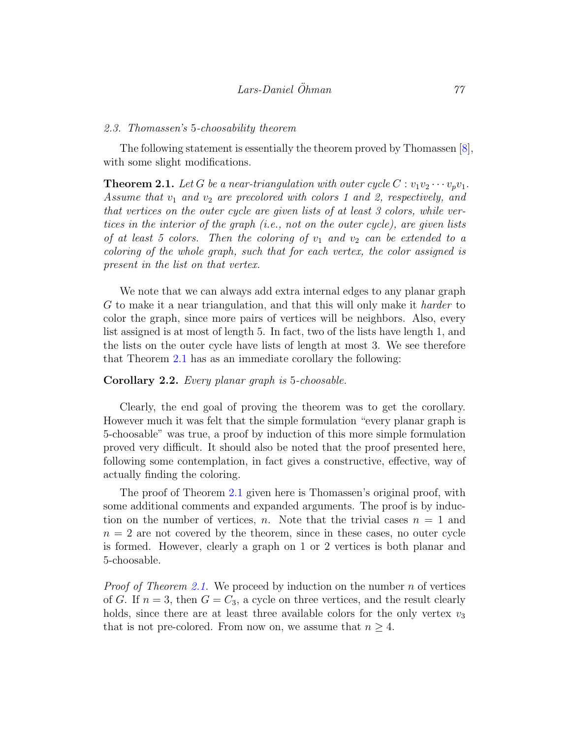### 2.3. Thomassen's 5-choosability theorem

The following statement is essentially the theorem proved by Thomassen [8], with some slight modifications.

**Theorem 2.1.** *Let $G$ be a near-triangulation with outer cycle $C : v_1 v_2 \cdots v_p v_1$. Assume that $v_1$ and $v_2$ are precolored with colors 1 and 2, respectively, and that vertices on the outer cycle are given lists of at least 3 colors, while vertices in the interior of the graph (i.e., not on the outer cycle), are given lists of at least 5 colors. Then the coloring of $v_1$ and $v_2$ can be extended to a coloring of the whole graph, such that for each vertex, the color assigned is present in the list on that vertex.*

We note that we can always add extra internal edges to any planar graph $G$ to make it a near triangulation, and that this will only make it *harder* to color the graph, since more pairs of vertices will be neighbors. Also, every list assigned is at most of length 5. In fact, two of the lists have length 1, and the lists on the outer cycle have lists of length at most 3. We see therefore that Theorem 2.1 has as an immediate corollary the following:

**Corollary 2.2.** *Every planar graph is 5-choosable.*

Clearly, the end goal of proving the theorem was to get the corollary. However much it was felt that the simple formulation "every planar graph is 5-choosable" was true, a proof by induction of this more simple formulation proved very difficult. It should also be noted that the proof presented here, following some contemplation, in fact gives a constructive, effective, way of actually finding the coloring.

The proof of Theorem 2.1 given here is Thomassen's original proof, with some additional comments and expanded arguments. The proof is by induction on the number of vertices, $n$. Note that the trivial cases $n = 1$ and $n = 2$ are not covered by the theorem, since in these cases, no outer cycle is formed. However, clearly a graph on 1 or 2 vertices is both planar and 5-choosable.

*Proof of Theorem 2.1.* We proceed by induction on the number $n$ of vertices of $G$. If $n = 3$, then $G = C_3$, a cycle on three vertices, and the result clearly holds, since there are at least three available colors for the only vertex $v_3$ that is not pre-colored. From now on, we assume that $n \geq 4$.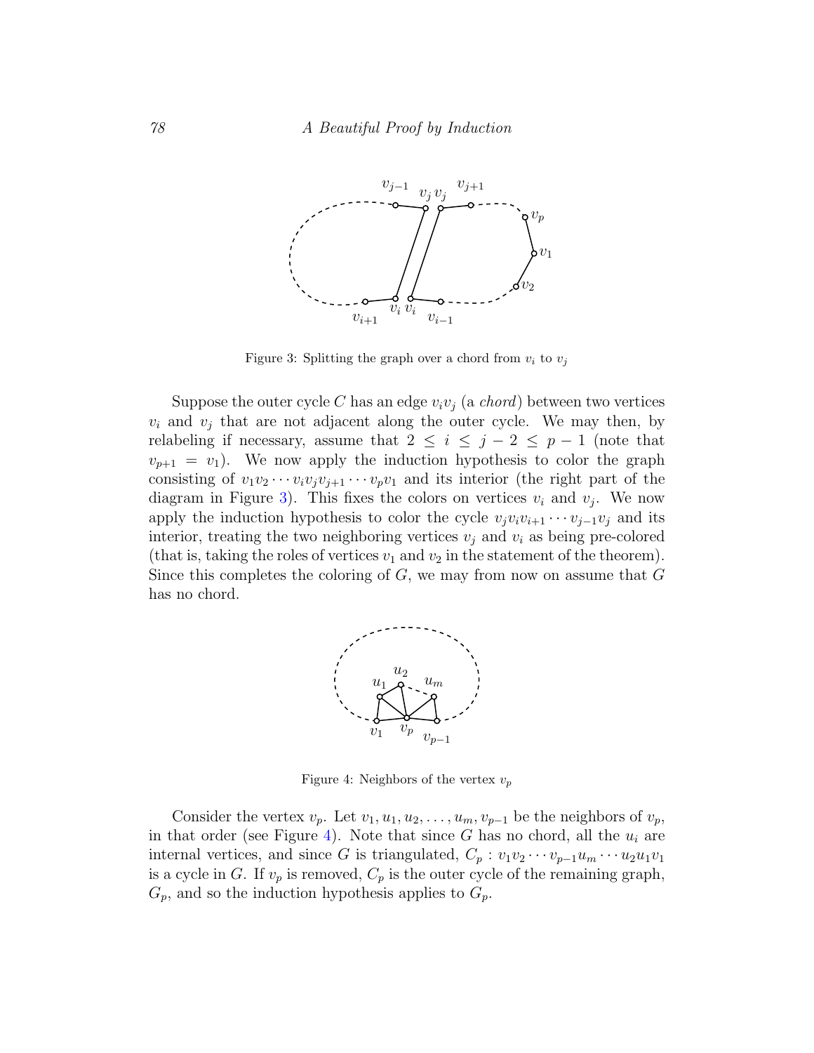Figure 3: Splitting the graph over a chord from $v_i$ to $v_j$

Suppose the outer cycle $C$ has an edge $v_iv_j$ (a *chord*) between two vertices $v_i$ and $v_j$ that are not adjacent along the outer cycle. We may then, by relabeling if necessary, assume that $2 \leq i \leq j-2 \leq p-1$ (note that $v_{p+1} = v_1$). We now apply the induction hypothesis to color the graph consisting of $v_1v_2 \cdots v_iv_jv_{j+1} \cdots v_pv_1$ and its interior (the right part of the diagram in Figure 3). This fixes the colors on vertices $v_i$ and $v_j$. We now apply the induction hypothesis to color the cycle $v_jv_iv_{i+1} \cdots v_{j-1}v_j$ and its interior, treating the two neighboring vertices $v_j$ and $v_i$ as being pre-colored (that is, taking the roles of vertices $v_1$ and $v_2$ in the statement of the theorem). Since this completes the coloring of $G$, we may from now on assume that $G$ has no chord.

Figure 4: Neighbors of the vertex $v_p$

Consider the vertex $v_p$. Let $v_1, u_1, u_2, \ldots, u_m, v_{p-1}$ be the neighbors of $v_p$, in that order (see Figure 4). Note that since $G$ has no chord, all the $u_i$ are internal vertices, and since $G$ is triangulated, $C_p : v_1v_2 \cdots v_{p-1}u_m \cdots u_2u_1v_1$ is a cycle in $G$. If $v_p$ is removed, $C_p$ is the outer cycle of the remaining graph, $G_p$, and so the induction hypothesis applies to $G_p$.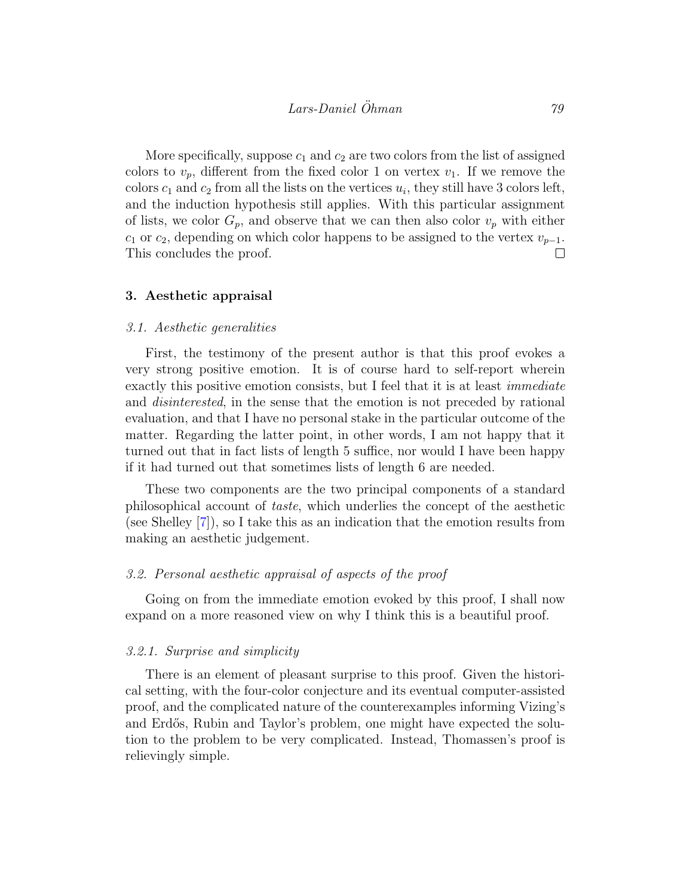More specifically, suppose $c_1$ and $c_2$ are two colors from the list of assigned colors to $v_p$, different from the fixed color 1 on vertex $v_1$. If we remove the colors $c_1$ and $c_2$ from all the lists on the vertices $u_i$, they still have 3 colors left, and the induction hypothesis still applies. With this particular assignment of lists, we color $G_p$, and observe that we can then also color $v_p$ with either $c_1$ or $c_2$, depending on which color happens to be assigned to the vertex $v_{p-1}$. This concludes the proof. □

## 3. Aesthetic appraisal

### *3.1. Aesthetic generalities*

First, the testimony of the present author is that this proof evokes a very strong positive emotion. It is of course hard to self-report wherein exactly this positive emotion consists, but I feel that it is at least *immediate* and *disinterested*, in the sense that the emotion is not preceded by rational evaluation, and that I have no personal stake in the particular outcome of the matter. Regarding the latter point, in other words, I am not happy that it turned out that in fact lists of length 5 suffice, nor would I have been happy if it had turned out that sometimes lists of length 6 are needed.

These two components are the two principal components of a standard philosophical account of *taste*, which underlies the concept of the aesthetic (see Shelley [7]), so I take this as an indication that the emotion results from making an aesthetic judgement.

### *3.2. Personal aesthetic appraisal of aspects of the proof*

Going on from the immediate emotion evoked by this proof, I shall now expand on a more reasoned view on why I think this is a beautiful proof.

#### *3.2.1. Surprise and simplicity*

There is an element of pleasant surprise to this proof. Given the historical setting, with the four-color conjecture and its eventual computer-assisted proof, and the complicated nature of the counterexamples informing Vizing's and Erdős, Rubin and Taylor's problem, one might have expected the solution to the problem to be very complicated. Instead, Thomassen's proof is relievingly simple.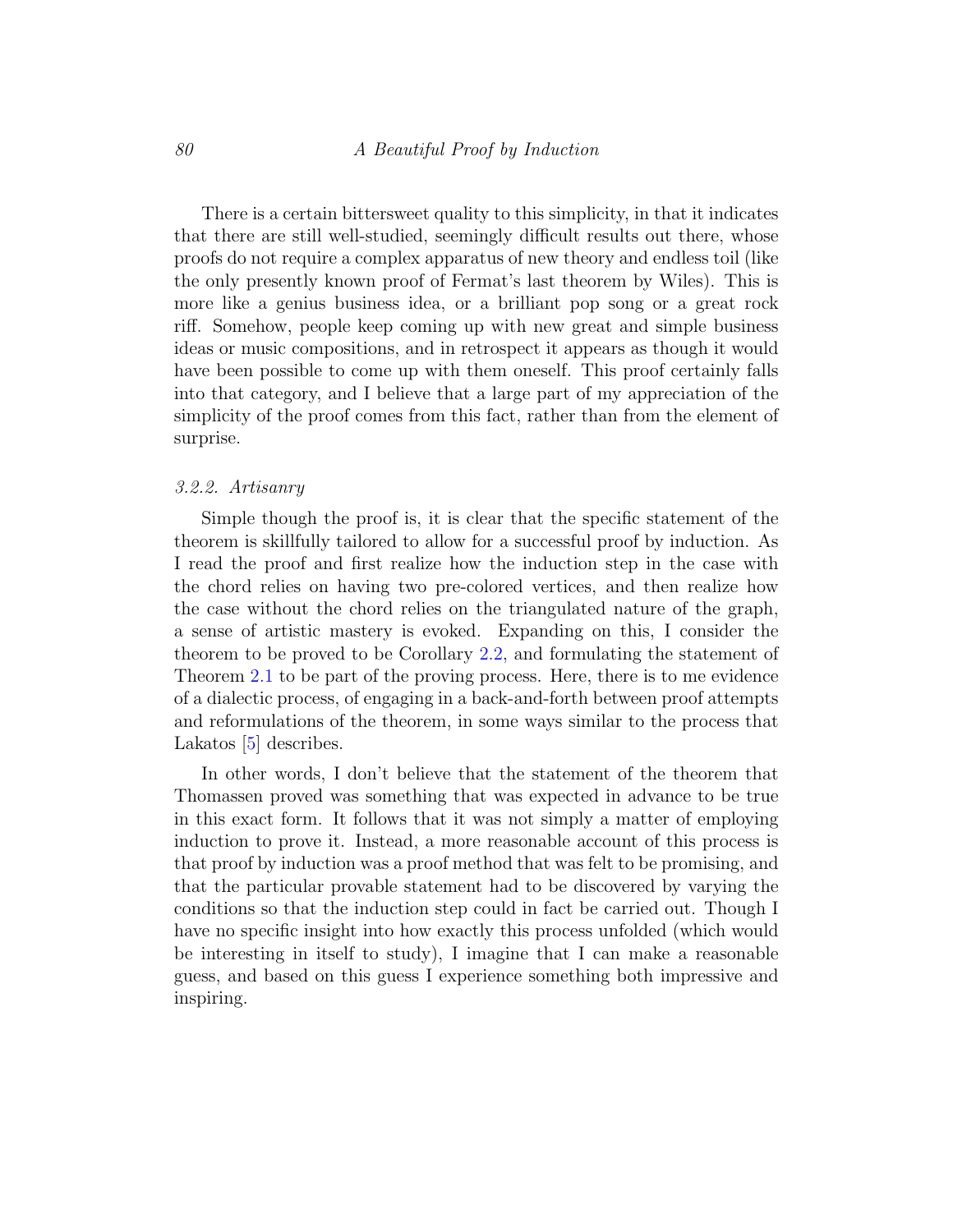There is a certain bittersweet quality to this simplicity, in that it indicates that there are still well-studied, seemingly difficult results out there, whose proofs do not require a complex apparatus of new theory and endless toil (like the only presently known proof of Fermat's last theorem by Wiles). This is more like a genius business idea, or a brilliant pop song or a great rock riff. Somehow, people keep coming up with new great and simple business ideas or music compositions, and in retrospect it appears as though it would have been possible to come up with them oneself. This proof certainly falls into that category, and I believe that a large part of my appreciation of the simplicity of the proof comes from this fact, rather than from the element of surprise.

### *3.2.2. Artisanry*

Simple though the proof is, it is clear that the specific statement of the theorem is skillfully tailored to allow for a successful proof by induction. As I read the proof and first realize how the induction step in the case with the chord relies on having two pre-colored vertices, and then realize how the case without the chord relies on the triangulated nature of the graph, a sense of artistic mastery is evoked. Expanding on this, I consider the theorem to be proved to be Corollary 2.2, and formulating the statement of Theorem 2.1 to be part of the proving process. Here, there is to me evidence of a dialectic process, of engaging in a back-and-forth between proof attempts and reformulations of the theorem, in some ways similar to the process that Lakatos [5] describes.

In other words, I don't believe that the statement of the theorem that Thomassen proved was something that was expected in advance to be true in this exact form. It follows that it was not simply a matter of employing induction to prove it. Instead, a more reasonable account of this process is that proof by induction was a proof method that was felt to be promising, and that the particular provable statement had to be discovered by varying the conditions so that the induction step could in fact be carried out. Though I have no specific insight into how exactly this process unfolded (which would be interesting in itself to study), I imagine that I can make a reasonable guess, and based on this guess I experience something both impressive and inspiring.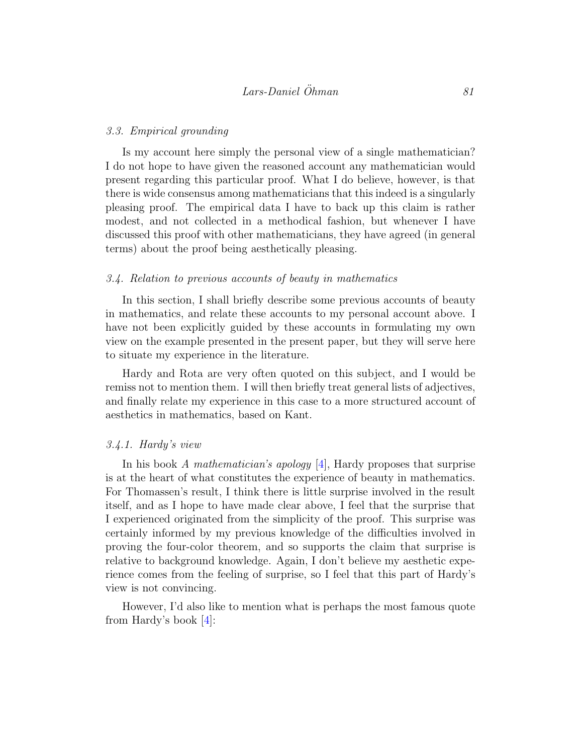### 3.3. Empirical grounding

Is my account here simply the personal view of a single mathematician? I do not hope to have given the reasoned account any mathematician would present regarding this particular proof. What I do believe, however, is that there is wide consensus among mathematicians that this indeed is a singularly pleasing proof. The empirical data I have to back up this claim is rather modest, and not collected in a methodical fashion, but whenever I have discussed this proof with other mathematicians, they have agreed (in general terms) about the proof being aesthetically pleasing.

### 3.4. Relation to previous accounts of beauty in mathematics

In this section, I shall briefly describe some previous accounts of beauty in mathematics, and relate these accounts to my personal account above. I have not been explicitly guided by these accounts in formulating my own view on the example presented in the present paper, but they will serve here to situate my experience in the literature.

Hardy and Rota are very often quoted on this subject, and I would be remiss not to mention them. I will then briefly treat general lists of adjectives, and finally relate my experience in this case to a more structured account of aesthetics in mathematics, based on Kant.

#### 3.4.1. Hardy's view

In his book *A mathematician's apology* [4], Hardy proposes that surprise is at the heart of what constitutes the experience of beauty in mathematics. For Thomassen's result, I think there is little surprise involved in the result itself, and as I hope to have made clear above, I feel that the surprise that I experienced originated from the simplicity of the proof. This surprise was certainly informed by my previous knowledge of the difficulties involved in proving the four-color theorem, and so supports the claim that surprise is relative to background knowledge. Again, I don't believe my aesthetic experience comes from the feeling of surprise, so I feel that this part of Hardy's view is not convincing.

However, I'd also like to mention what is perhaps the most famous quote from Hardy's book [4]: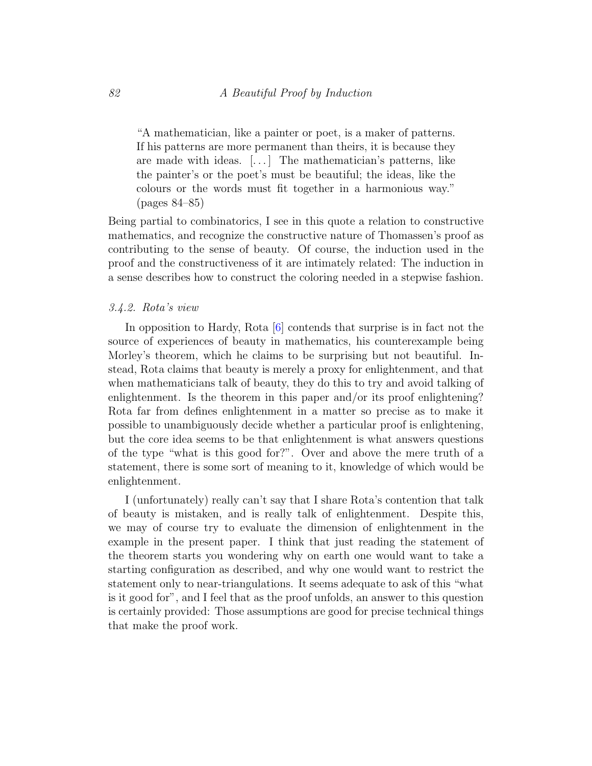> "A mathematician, like a painter or poet, is a maker of patterns. If his patterns are more permanent than theirs, it is because they are made with ideas. [...] The mathematician's patterns, like the painter's or the poet's must be beautiful; the ideas, like the colours or the words must fit together in a harmonious way." (pages 84–85)

Being partial to combinatorics, I see in this quote a relation to constructive mathematics, and recognize the constructive nature of Thomassen's proof as contributing to the sense of beauty. Of course, the induction used in the proof and the constructiveness of it are intimately related: The induction in a sense describes how to construct the coloring needed in a stepwise fashion.

### *3.4.2. Rota's view*

In opposition to Hardy, Rota [6] contends that surprise is in fact not the source of experiences of beauty in mathematics, his counterexample being Morley's theorem, which he claims to be surprising but not beautiful. Instead, Rota claims that beauty is merely a proxy for enlightenment, and that when mathematicians talk of beauty, they do this to try and avoid talking of enlightenment. Is the theorem in this paper and/or its proof enlightening? Rota far from defines enlightenment in a matter so precise as to make it possible to unambiguously decide whether a particular proof is enlightening, but the core idea seems to be that enlightenment is what answers questions of the type "what is this good for?". Over and above the mere truth of a statement, there is some sort of meaning to it, knowledge of which would be enlightenment.

I (unfortunately) really can't say that I share Rota's contention that talk of beauty is mistaken, and is really talk of enlightenment. Despite this, we may of course try to evaluate the dimension of enlightenment in the example in the present paper. I think that just reading the statement of the theorem starts you wondering why on earth one would want to take a starting configuration as described, and why one would want to restrict the statement only to near-triangulations. It seems adequate to ask of this "what is it good for", and I feel that as the proof unfolds, an answer to this question is certainly provided: Those assumptions are good for precise technical things that make the proof work.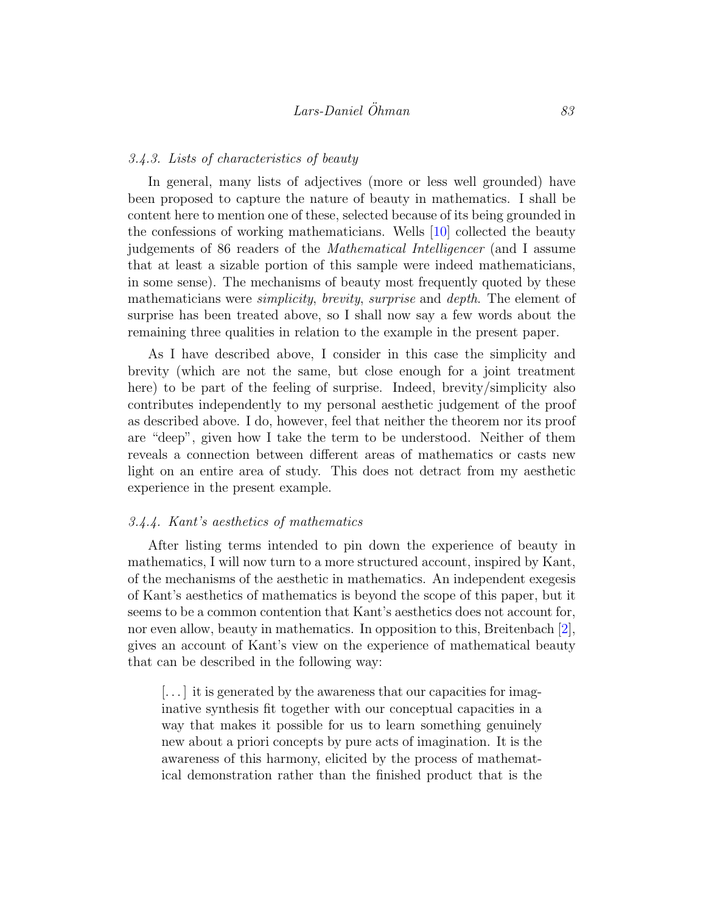#### *3.4.3. Lists of characteristics of beauty*

In general, many lists of adjectives (more or less well grounded) have been proposed to capture the nature of beauty in mathematics. I shall be content here to mention one of these, selected because of its being grounded in the confessions of working mathematicians. Wells [10] collected the beauty judgements of 86 readers of the *Mathematical Intelligencer* (and I assume that at least a sizable portion of this sample were indeed mathematicians, in some sense). The mechanisms of beauty most frequently quoted by these mathematicians were *simplicity*, *brevity*, *surprise* and *depth*. The element of surprise has been treated above, so I shall now say a few words about the remaining three qualities in relation to the example in the present paper.

As I have described above, I consider in this case the simplicity and brevity (which are not the same, but close enough for a joint treatment here) to be part of the feeling of surprise. Indeed, brevity/simplicity also contributes independently to my personal aesthetic judgement of the proof as described above. I do, however, feel that neither the theorem nor its proof are "deep", given how I take the term to be understood. Neither of them reveals a connection between different areas of mathematics or casts new light on an entire area of study. This does not detract from my aesthetic experience in the present example.

#### *3.4.4. Kant's aesthetics of mathematics*

After listing terms intended to pin down the experience of beauty in mathematics, I will now turn to a more structured account, inspired by Kant, of the mechanisms of the aesthetic in mathematics. An independent exegesis of Kant's aesthetics of mathematics is beyond the scope of this paper, but it seems to be a common contention that Kant's aesthetics does not account for, nor even allow, beauty in mathematics. In opposition to this, Breitenbach [2], gives an account of Kant's view on the experience of mathematical beauty that can be described in the following way:

> [...] it is generated by the awareness that our capacities for imaginative synthesis fit together with our conceptual capacities in a way that makes it possible for us to learn something genuinely new about a priori concepts by pure acts of imagination. It is the awareness of this harmony, elicited by the process of mathematical demonstration rather than the finished product that is the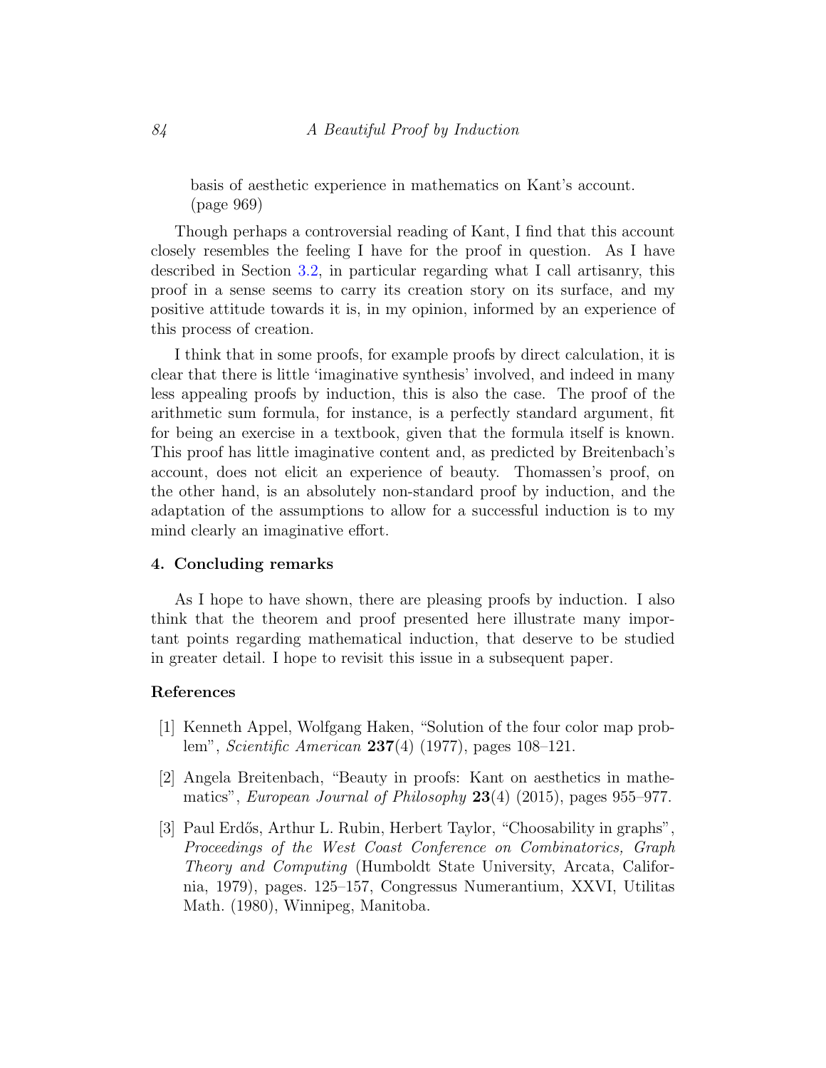basis of aesthetic experience in mathematics on Kant's account. (page 969)

Though perhaps a controversial reading of Kant, I find that this account closely resembles the feeling I have for the proof in question. As I have described in Section 3.2, in particular regarding what I call artisanry, this proof in a sense seems to carry its creation story on its surface, and my positive attitude towards it is, in my opinion, informed by an experience of this process of creation.

I think that in some proofs, for example proofs by direct calculation, it is clear that there is little 'imaginative synthesis' involved, and indeed in many less appealing proofs by induction, this is also the case. The proof of the arithmetic sum formula, for instance, is a perfectly standard argument, fit for being an exercise in a textbook, given that the formula itself is known. This proof has little imaginative content and, as predicted by Breitenbach's account, does not elicit an experience of beauty. Thomassen's proof, on the other hand, is an absolutely non-standard proof by induction, and the adaptation of the assumptions to allow for a successful induction is to my mind clearly an imaginative effort.

## 4. Concluding remarks

As I hope to have shown, there are pleasing proofs by induction. I also think that the theorem and proof presented here illustrate many important points regarding mathematical induction, that deserve to be studied in greater detail. I hope to revisit this issue in a subsequent paper.

## References

[1] Kenneth Appel, Wolfgang Haken, "Solution of the four color map problem", *Scientific American* **237**(4) (1977), pages 108–121.

[2] Angela Breitenbach, "Beauty in proofs: Kant on aesthetics in mathematics", *European Journal of Philosophy* **23**(4) (2015), pages 955–977.

[3] Paul Erdős, Arthur L. Rubin, Herbert Taylor, "Choosability in graphs", *Proceedings of the West Coast Conference on Combinatorics, Graph Theory and Computing* (Humboldt State University, Arcata, California, 1979), pages. 125–157, Congressus Numerantium, XXVI, Utilitas Math. (1980), Winnipeg, Manitoba.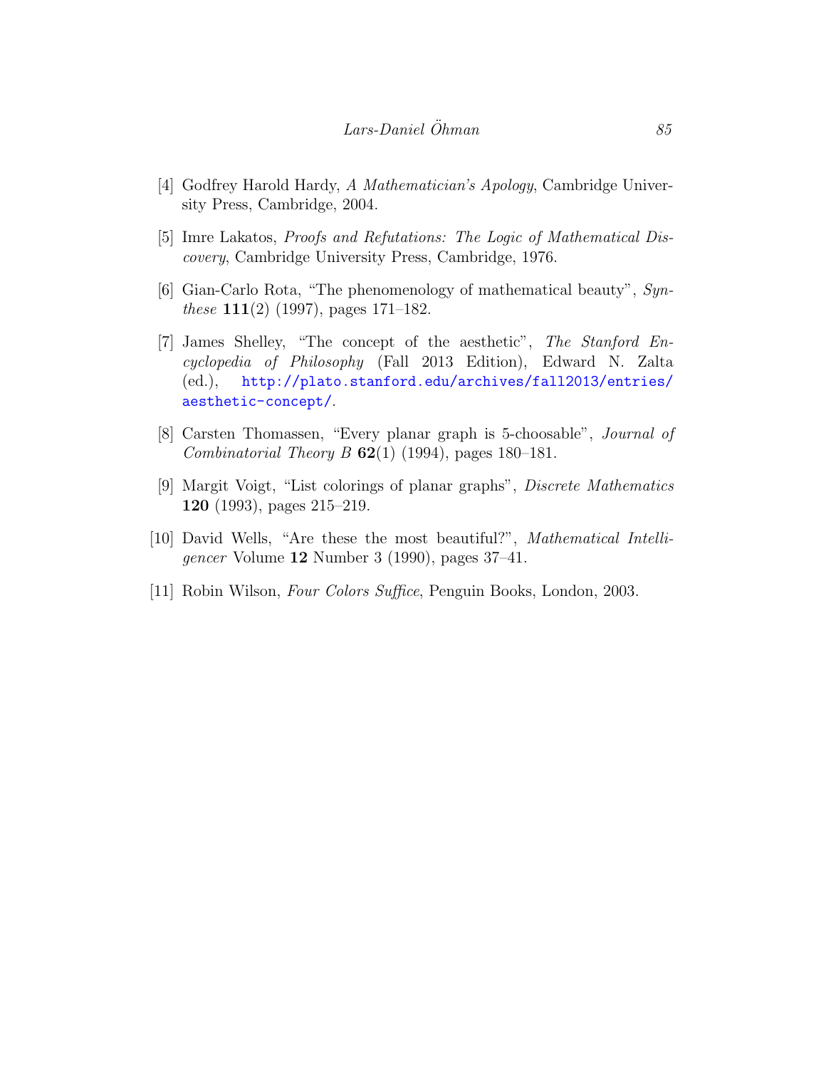[4] Godfrey Harold Hardy, *A Mathematician's Apology*, Cambridge University Press, Cambridge, 2004.

[5] Imre Lakatos, *Proofs and Refutations: The Logic of Mathematical Discovery*, Cambridge University Press, Cambridge, 1976.

[6] Gian-Carlo Rota, "The phenomenology of mathematical beauty", *Synthese* **111**(2) (1997), pages 171–182.

[7] James Shelley, "The concept of the aesthetic", *The Stanford Encyclopedia of Philosophy* (Fall 2013 Edition), Edward N. Zalta (ed.), http://plato.stanford.edu/archives/fall2013/entries/aesthetic-concept/.

[8] Carsten Thomassen, "Every planar graph is 5-choosable", *Journal of Combinatorial Theory B* **62**(1) (1994), pages 180–181.

[9] Margit Voigt, "List colorings of planar graphs", *Discrete Mathematics* **120** (1993), pages 215–219.

[10] David Wells, "Are these the most beautiful?", *Mathematical Intelligencer* Volume **12** Number 3 (1990), pages 37–41.

[11] Robin Wilson, *Four Colors Suffice*, Penguin Books, London, 2003.